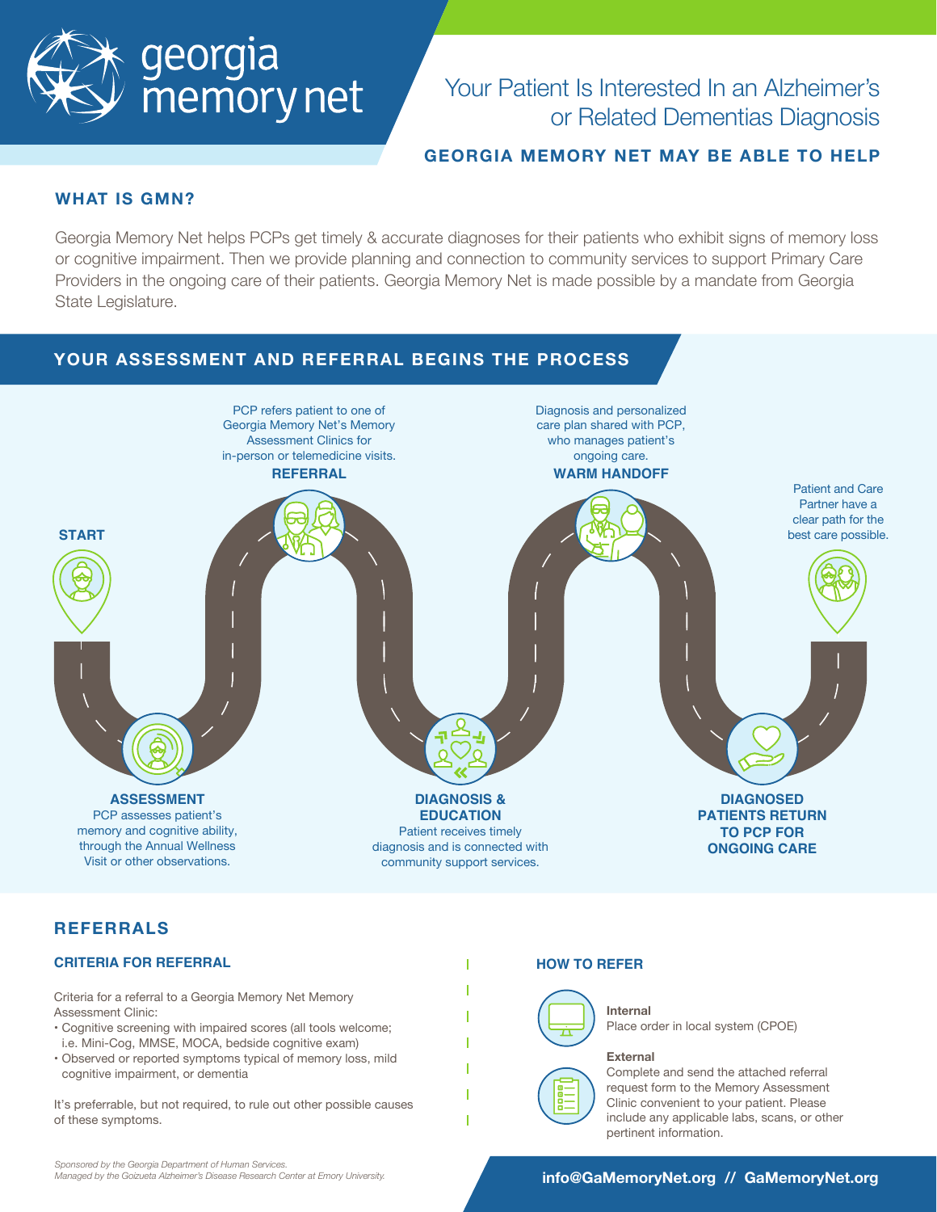# georgia memory net

## Your Patient Is Interested In an Alzheimer's or Related Dementias Diagnosis

**GEORGIA MEMORY NET MAY BE ABLE TO HELP**

### WHAT IS GMN?

Georgia Memory Net helps PCPs get timely & accurate diagnoses for their patients who exhibit signs of memory loss or cognitive impairment. Then we provide planning and connection to community services to support Primary Care Providers in the ongoing care of their patients. Georgia Memory Net is made possible by a mandate from Georgia State Legislature.

## YOUR ASSESSMENT AND REFERRAL BEGINS THE PROCESS

**START**

**ASSESSMENT**
PCP assesses patient's memory and cognitive ability, through the Annual Wellness Visit or other observations.

**REFERRAL**
PCP refers patient to one of Georgia Memory Net's Memory Assessment Clinics for in-person or telemedicine visits.

**DIAGNOSIS & EDUCATION**
Patient receives timely diagnosis and is connected with community support services.

**WARM HANDOFF**
Diagnosis and personalized care plan shared with PCP, who manages patient's ongoing care.

**DIAGNOSED PATIENTS RETURN TO PCP FOR ONGOING CARE**

Patient and Care Partner have a clear path for the best care possible.

## REFERRALS

### CRITERIA FOR REFERRAL

Criteria for a referral to a Georgia Memory Net Memory Assessment Clinic:

- Cognitive screening with impaired scores (all tools welcome; i.e. Mini-Cog, MMSE, MOCA, bedside cognitive exam)
- Observed or reported symptoms typical of memory loss, mild cognitive impairment, or dementia

It's preferable, but not required, to rule out other possible causes of these symptoms.

### HOW TO REFER

**Internal**
Place order in local system (CPOE)

**External**
Complete and send the attached referral request form to the Memory Assessment Clinic convenient to your patient. Please include any applicable labs, scans, or other pertinent information.

*Sponsored by the Georgia Department of Human Services.*
*Managed by the Goizueta Alzheimer's Disease Research Center at Emory University.*

**info@GaMemoryNet.org // GaMemoryNet.org**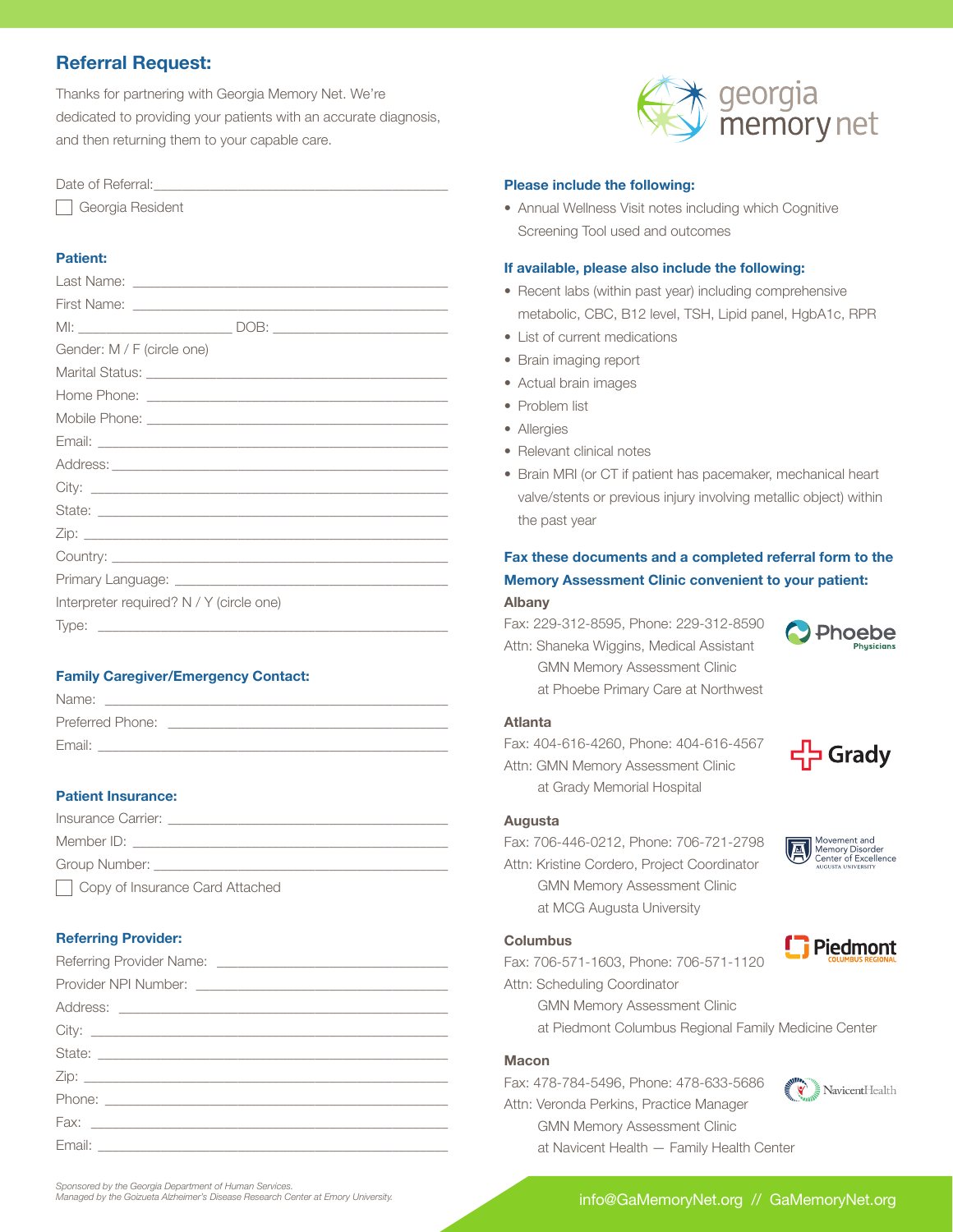## Referral Request:

Thanks for partnering with Georgia Memory Net. We're dedicated to providing your patients with an accurate diagnosis, and then returning them to your capable care.

Date of Referral: ______________________________

☐ Georgia Resident

### Patient:

Last Name: ______________________________

First Name: ______________________________

MI: ____________ DOB: ______________

Gender: M / F (circle one)

Marital Status: ______________________________

Home Phone: ______________________________

Mobile Phone: ______________________________

Email: ______________________________

Address: ______________________________

City: ______________________________

State: ______________________________

Zip: ______________________________

Country: ______________________________

Primary Language: ______________________________

Interpreter required? N / Y (circle one)

Type: ______________________________

### Family Caregiver/Emergency Contact:

Name: ______________________________

Preferred Phone: ______________________________

Email: ______________________________

### Patient Insurance:

Insurance Carrier: ______________________________

Member ID: ______________________________

Group Number: ______________________________

☐ Copy of Insurance Card Attached

### Referring Provider:

Referring Provider Name: ______________________________

Provider NPI Number: ______________________________

Address: ______________________________

City: ______________________________

State: ______________________________

Zip: ______________________________

Phone: ______________________________

Fax: ______________________________

Email: ______________________________

georgia memory net

### Please include the following:

- Annual Wellness Visit notes including which Cognitive Screening Tool used and outcomes

### If available, please also include the following:

- Recent labs (within past year) including comprehensive metabolic, CBC, B12 level, TSH, Lipid panel, HgbA1c, RPR
- List of current medications
- Brain imaging report
- Actual brain images
- Problem list
- Allergies
- Relevant clinical notes
- Brain MRI (or CT if patient has pacemaker, mechanical heart valve/stents or previous injury involving metallic object) within the past year

### Fax these documents and a completed referral form to the Memory Assessment Clinic convenient to your patient:

**Albany**
Fax: 229-312-8595, Phone: 229-312-8590
Attn: Shaneka Wiggins, Medical Assistant
GMN Memory Assessment Clinic
at Phoebe Primary Care at Northwest

**Atlanta**
Fax: 404-616-4260, Phone: 404-616-4567
Attn: GMN Memory Assessment Clinic
at Grady Memorial Hospital

**Augusta**
Fax: 706-446-0212, Phone: 706-721-2798
Attn: Kristine Cordero, Project Coordinator
GMN Memory Assessment Clinic
at MCG Augusta University

**Columbus**
Fax: 706-571-1603, Phone: 706-571-1120
Attn: Scheduling Coordinator
GMN Memory Assessment Clinic
at Piedmont Columbus Regional Family Medicine Center

**Macon**
Fax: 478-784-5496, Phone: 478-633-5686
Attn: Veronda Perkins, Practice Manager
GMN Memory Assessment Clinic
at Navicent Health — Family Health Center

*Sponsored by the Georgia Department of Human Services.*
*Managed by the Goizueta Alzheimer's Disease Research Center at Emory University.*

info@GaMemoryNet.org // GaMemoryNet.org